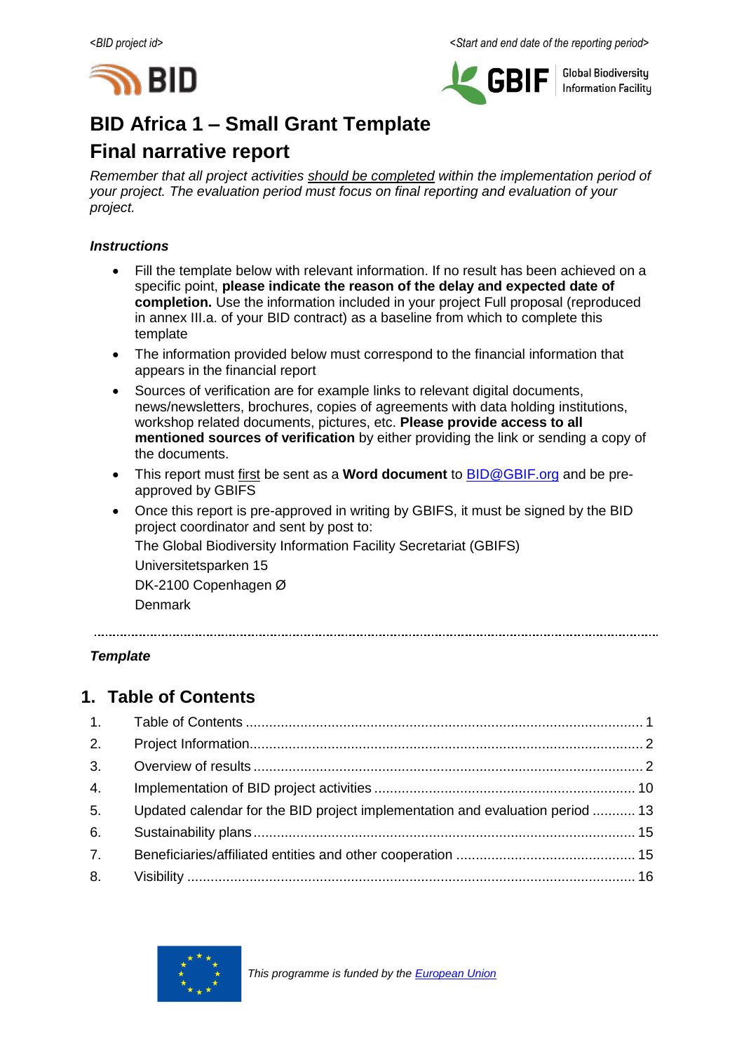*<BID project id>*

*<Start and end date of the reporting period>*

# BID Africa 1 – Small Grant Template

# Final narrative report

*Remember that all project activities should be completed within the implementation period of your project. The evaluation period must focus on final reporting and evaluation of your project.*

***Instructions***

- Fill the template below with relevant information. If no result has been achieved on a specific point, **please indicate the reason of the delay and expected date of completion.** Use the information included in your project Full proposal (reproduced in annex III.a. of your BID contract) as a baseline from which to complete this template
- The information provided below must correspond to the financial information that appears in the financial report
- Sources of verification are for example links to relevant digital documents, news/newsletters, brochures, copies of agreements with data holding institutions, workshop related documents, pictures, etc. **Please provide access to all mentioned sources of verification** by either providing the link or sending a copy of the documents.
- This report must first be sent as a **Word document** to BID@GBIF.org and be pre-approved by GBIFS
- Once this report is pre-approved in writing by GBIFS, it must be signed by the BID project coordinator and sent by post to:

  The Global Biodiversity Information Facility Secretariat (GBIFS)

  Universitetsparken 15

  DK-2100 Copenhagen Ø

  Denmark

---

***Template***

## 1. Table of Contents

1. Table of Contents ........ 1
2. Project Information ........ 2
3. Overview of results ........ 2
4. Implementation of BID project activities ........ 10
5. Updated calendar for the BID project implementation and evaluation period ........ 13
6. Sustainability plans ........ 15
7. Beneficiaries/affiliated entities and other cooperation ........ 15
8. Visibility ........ 16

*This programme is funded by the European Union*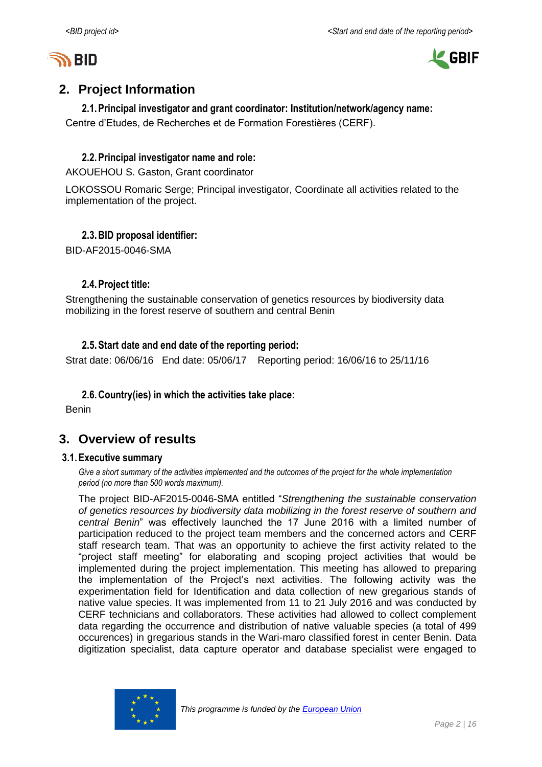## 2. Project Information

### 2.1. Principal investigator and grant coordinator: Institution/network/agency name:

Centre d'Etudes, de Recherches et de Formation Forestières (CERF).

### 2.2. Principal investigator name and role:

AKOUEHOU S. Gaston, Grant coordinator

LOKOSSOU Romaric Serge; Principal investigator, Coordinate all activities related to the implementation of the project.

### 2.3. BID proposal identifier:

BID-AF2015-0046-SMA

### 2.4. Project title:

Strengthening the sustainable conservation of genetics resources by biodiversity data mobilizing in the forest reserve of southern and central Benin

### 2.5. Start date and end date of the reporting period:

Strat date: 06/06/16 End date: 05/06/17 Reporting period: 16/06/16 to 25/11/16

### 2.6. Country(ies) in which the activities take place:

Benin

## 3. Overview of results

### 3.1. Executive summary

*Give a short summary of the activities implemented and the outcomes of the project for the whole implementation period (no more than 500 words maximum).*

The project BID-AF2015-0046-SMA entitled "*Strengthening the sustainable conservation of genetics resources by biodiversity data mobilizing in the forest reserve of southern and central Benin*" was effectively launched the 17 June 2016 with a limited number of participation reduced to the project team members and the concerned actors and CERF staff research team. That was an opportunity to achieve the first activity related to the "project staff meeting" for elaborating and scoping project activities that would be implemented during the project implementation. This meeting has allowed to preparing the implementation of the Project's next activities. The following activity was the experimentation field for Identification and data collection of new gregarious stands of native value species. It was implemented from 11 to 21 July 2016 and was conducted by CERF technicians and collaborators. These activities had allowed to collect complement data regarding the occurrence and distribution of native valuable species (a total of 499 occurences) in gregarious stands in the Wari-maro classified forest in center Benin. Data digitization specialist, data capture operator and database specialist were engaged to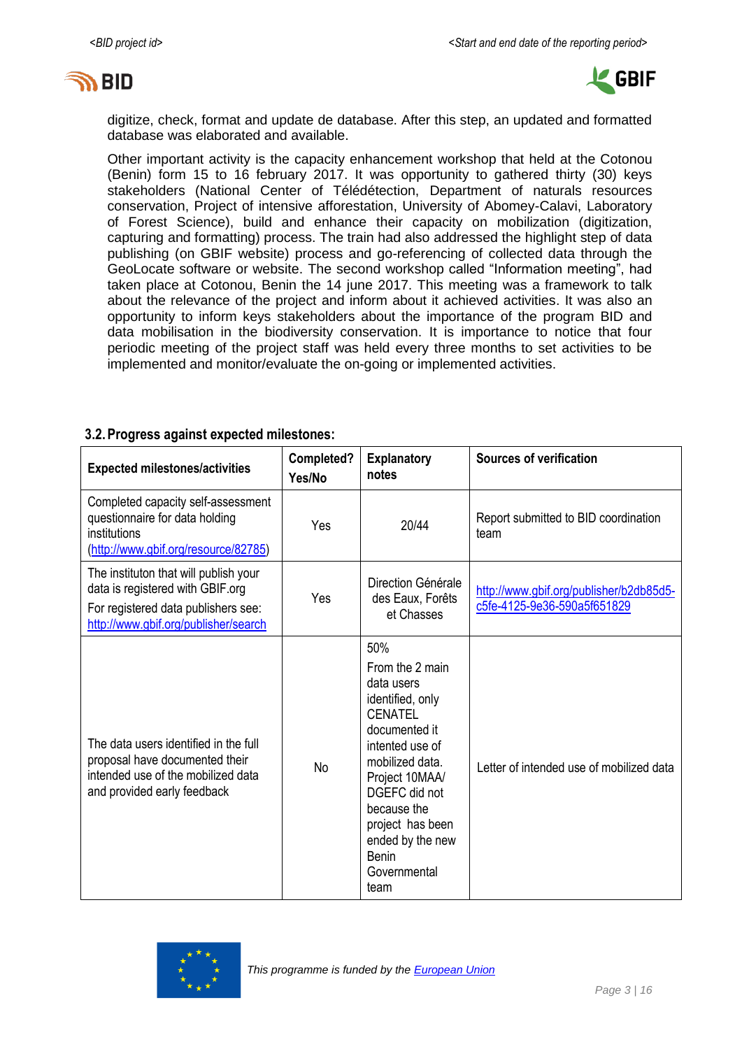digitize, check, format and update de database. After this step, an updated and formatted database was elaborated and available.

Other important activity is the capacity enhancement workshop that held at the Cotonou (Benin) form 15 to 16 february 2017. It was opportunity to gathered thirty (30) keys stakeholders (National Center of Télédétection, Department of naturals resources conservation, Project of intensive afforestation, University of Abomey-Calavi, Laboratory of Forest Science), build and enhance their capacity on mobilization (digitization, capturing and formatting) process. The train had also addressed the highlight step of data publishing (on GBIF website) process and go-referencing of collected data through the GeoLocate software or website. The second workshop called "Information meeting", had taken place at Cotonou, Benin the 14 june 2017. This meeting was a framework to talk about the relevance of the project and inform about it achieved activities. It was also an opportunity to inform keys stakeholders about the importance of the program BID and data mobilisation in the biodiversity conservation. It is importance to notice that four periodic meeting of the project staff was held every three months to set activities to be implemented and monitor/evaluate the on-going or implemented activities.

### 3.2. Progress against expected milestones:

| Expected milestones/activities | Completed? Yes/No | Explanatory notes | Sources of verification |
|---|---|---|---|
| Completed capacity self-assessment questionnaire for data holding institutions (http://www.gbif.org/resource/82785) | Yes | 20/44 | Report submitted to BID coordination team |
| The instituton that will publish your data is registered with GBIF.org<br>For registered data publishers see: http://www.gbif.org/publisher/search | Yes | Direction Générale des Eaux, Forêts et Chasses | http://www.gbif.org/publisher/b2db85d5-c5fe-4125-9e36-590a5f651829 |
| The data users identified in the full proposal have documented their intended use of the mobilized data and provided early feedback | No | 50%<br>From the 2 main data users identified, only CENATEL documented it intented use of mobilized data. Project 10MAA/ DGEFC did not because the project has been ended by the new Benin Governmental team | Letter of intended use of mobilized data |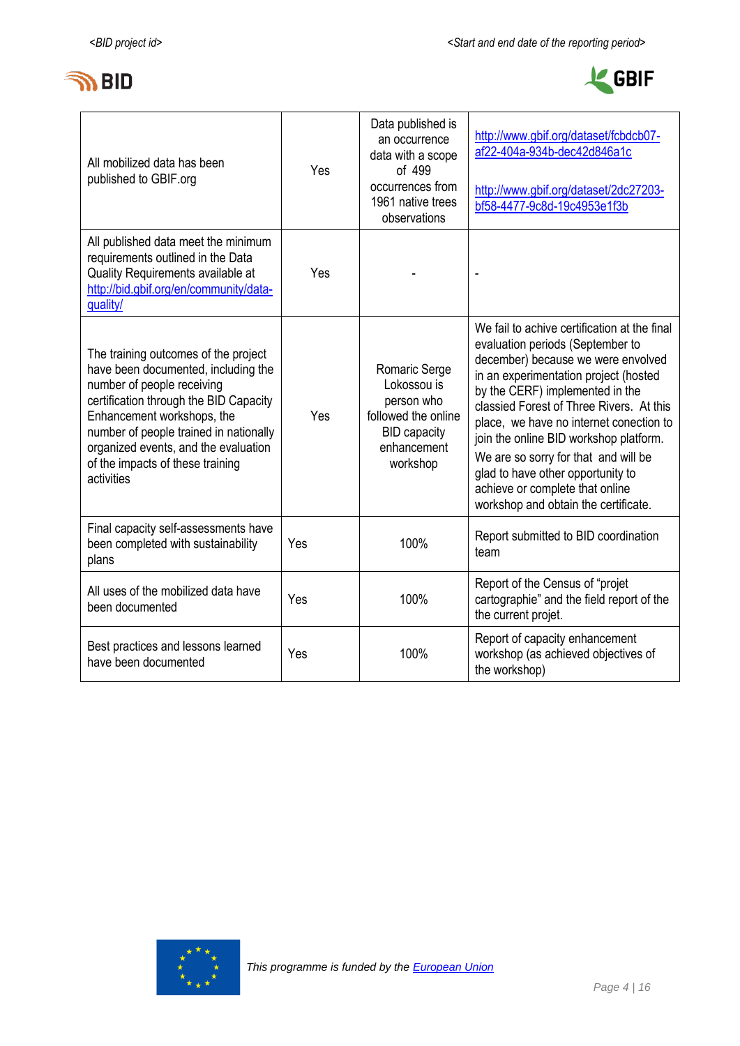| All mobilized data has been published to GBIF.org | Yes | Data published is an occurrence data with a scope of 499 occurrences from 1961 native trees observations | http://www.gbif.org/dataset/fcbdcb07-af22-404a-934b-dec42d846a1c<br><br>http://www.gbif.org/dataset/2dc27203-bf58-4477-9c8d-19c4953e1f3b |
|---|---|---|---|
| All published data meet the minimum requirements outlined in the Data Quality Requirements available at http://bid.gbif.org/en/community/data-quality/ | Yes | - | - |
| The training outcomes of the project have been documented, including the number of people receiving certification through the BID Capacity Enhancement workshops, the number of people trained in nationally organized events, and the evaluation of the impacts of these training activities | Yes | Romaric Serge Lokossou is person who followed the online BID capacity enhancement workshop | We fail to achive certification at the final evaluation periods (September to december) because we were envolved in an experimentation project (hosted by the CERF) implemented in the classied Forest of Three Rivers. At this place, we have no internet conection to join the online BID workshop platform. We are so sorry for that and will be glad to have other opportunity to achieve or complete that online workshop and obtain the certificate. |
| Final capacity self-assessments have been completed with sustainability plans | Yes | 100% | Report submitted to BID coordination team |
| All uses of the mobilized data have been documented | Yes | 100% | Report of the Census of "projet cartographie" and the field report of the the current projet. |
| Best practices and lessons learned have been documented | Yes | 100% | Report of capacity enhancement workshop (as achieved objectives of the workshop) |

*This programme is funded by the European Union*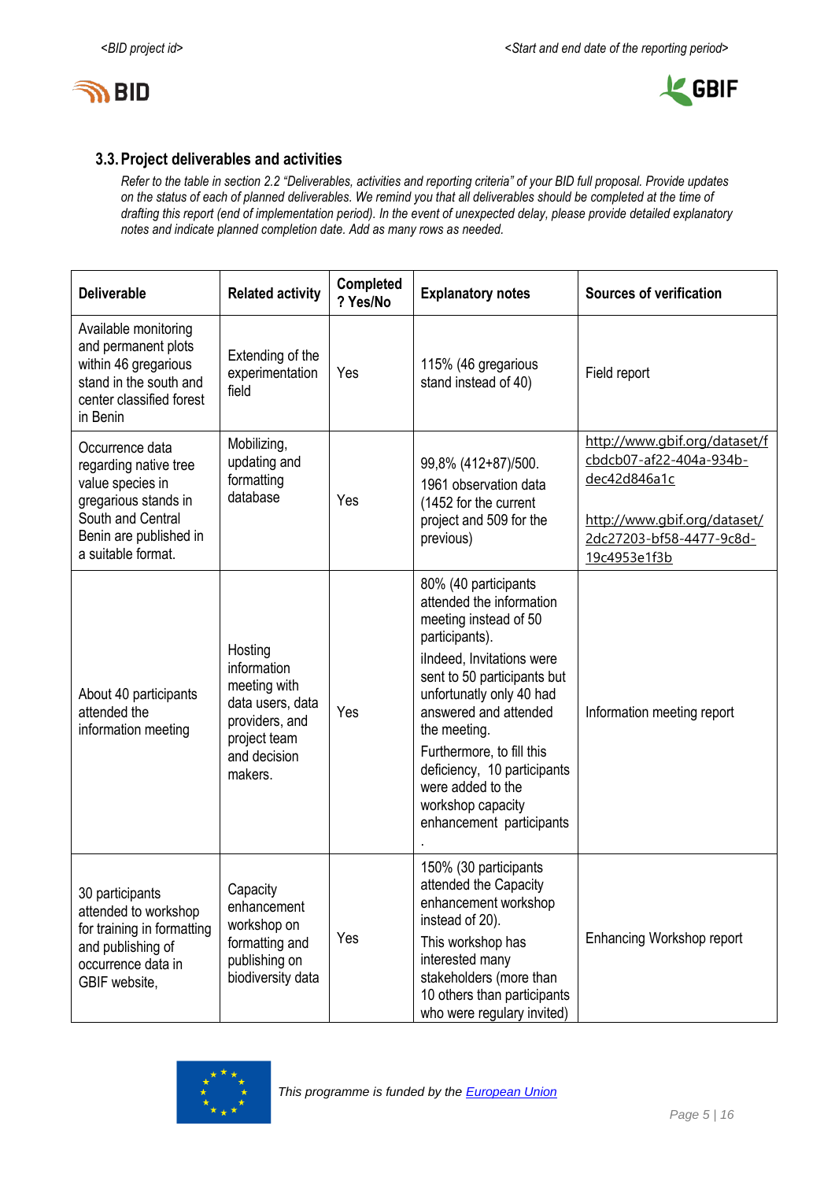### 3.3. Project deliverables and activities

*Refer to the table in section 2.2 "Deliverables, activities and reporting criteria" of your BID full proposal. Provide updates on the status of each of planned deliverables. We remind you that all deliverables should be completed at the time of drafting this report (end of implementation period). In the event of unexpected delay, please provide detailed explanatory notes and indicate planned completion date. Add as many rows as needed.*

| Deliverable | Related activity | Completed ? Yes/No | Explanatory notes | Sources of verification |
|---|---|---|---|---|
| Available monitoring and permanent plots within 46 gregarious stand in the south and center classified forest in Benin | Extending of the experimentation field | Yes | 115% (46 gregarious stand instead of 40) | Field report |
| Occurrence data regarding native tree value species in gregarious stands in South and Central Benin are published in a suitable format. | Mobilizing, updating and formatting database | Yes | 99,8% (412+87)/500. 1961 observation data (1452 for the current project and 509 for the previous) | http://www.gbif.org/dataset/fcbdcb07-af22-404a-934b-dec42d846a1c<br><br>http://www.gbif.org/dataset/2dc27203-bf58-4477-9c8d-19c4953e1f3b |
| About 40 participants attended the information meeting | Hosting information meeting with data users, data providers, and project team and decision makers. | Yes | 80% (40 participants attended the information meeting instead of 50 participants).<br>iIndeed, Invitations were sent to 50 participants but unfortunatly only 40 had answered and attended the meeting.<br>Furthermore, to fill this deficiency, 10 participants were added to the workshop capacity enhancement participants<br>. | Information meeting report |
| 30 participants attended to workshop for training in formatting and publishing of occurrence data in GBIF website, | Capacity enhancement workshop on formatting and publishing on biodiversity data | Yes | 150% (30 participants attended the Capacity enhancement workshop instead of 20).<br>This workshop has interested many stakeholders (more than 10 others than participants who were regulary invited) | Enhancing Workshop report |

*This programme is funded by the European Union*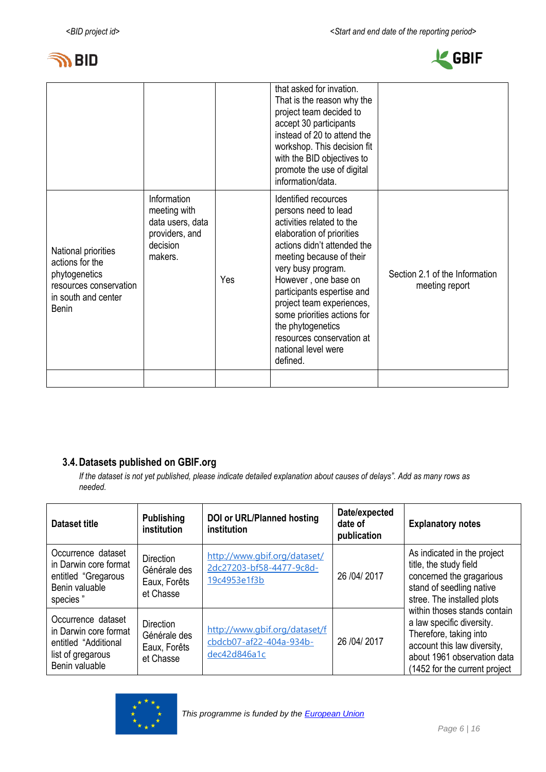|  |  |  | that asked for invation. That is the reason why the project team decided to accept 30 participants instead of 20 to attend the workshop. This decision fit with the BID objectives to promote the use of digital information/data. |  |
|---|---|---|---|---|
| National priorities actions for the phytogenetics resources conservation in south and center Benin | Information meeting with data users, data providers, and decision makers. | Yes | Identified recources persons need to lead activities related to the elaboration of priorities actions didn't attended the meeting because of their very busy program. However , one base on participants expertise and project team experiences, some priorities actions for the phytogenetics resources conservation at national level were defined. | Section 2.1 of the Information meeting report |
|  |  |  |  |  |

## 3.4. Datasets published on GBIF.org

*If the dataset is not yet published, please indicate detailed explanation about causes of delays". Add as many rows as needed.*

| Dataset title | Publishing institution | DOI or URL/Planned hosting institution | Date/expected date of publication | Explanatory notes |
|---|---|---|---|---|
| Occurrence dataset in Darwin core format entitled "Gregarous Benin valuable species " | Direction Générale des Eaux, Forêts et Chasse | http://www.gbif.org/dataset/2dc27203-bf58-4477-9c8d-19c4953e1f3b | 26 /04/ 2017 | As indicated in the project title, the study field concerned the gragarious stand of seedling native stree. The installed plots within thoses stands contain a law specific diversity. Therefore, taking into account this law diversity, about 1961 observation data (1452 for the current project |
| Occurrence dataset in Darwin core format entitled "Additional list of gregarous Benin valuable | Direction Générale des Eaux, Forêts et Chasse | http://www.gbif.org/dataset/fcbdcb07-af22-404a-934b-dec42d846a1c | 26 /04/ 2017 |  |

This programme is funded by the European Union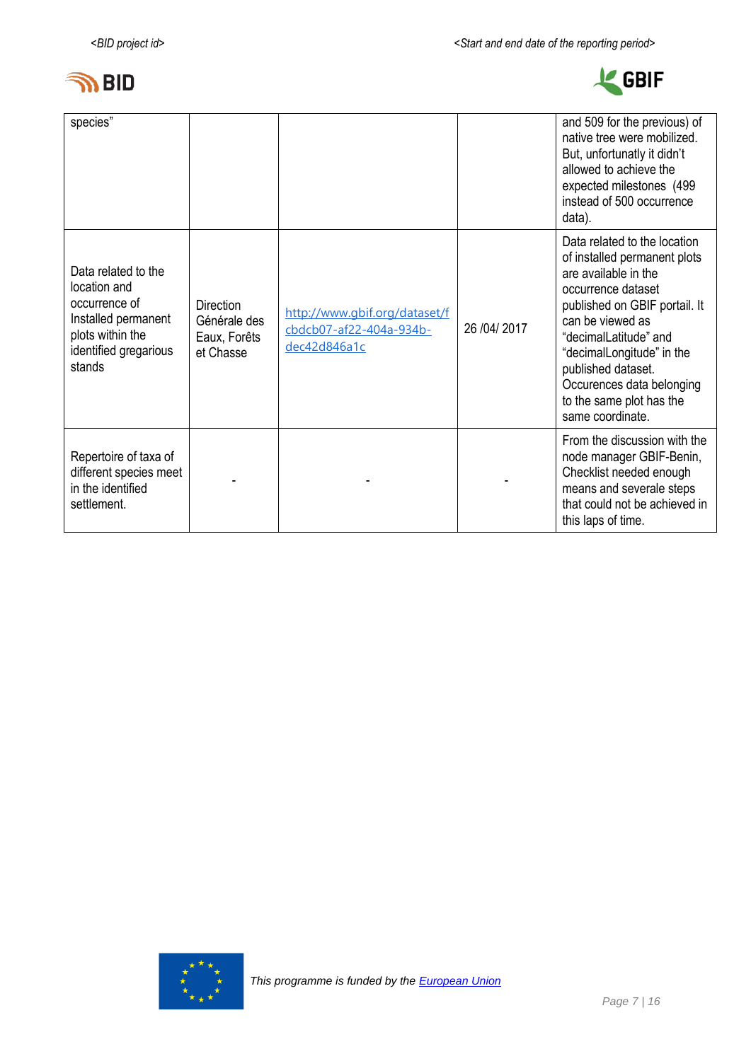| | | | | |
|---|---|---|---|---|
| species" | | | | and 509 for the previous) of native tree were mobilized. But, unfortunatly it didn't allowed to achieve the expected milestones (499 instead of 500 occurrence data). |
| Data related to the location and occurrence of Installed permanent plots within the identified gregarious stands | Direction Générale des Eaux, Forêts et Chasse | http://www.gbif.org/dataset/fcbdcb07-af22-404a-934b-dec42d846a1c | 26 /04/ 2017 | Data related to the location of installed permanent plots are available in the occurrence dataset published on GBIF portail. It can be viewed as "decimalLatitude" and "decimalLongitude" in the published dataset. Occurences data belonging to the same plot has the same coordinate. |
| Repertoire of taxa of different species meet in the identified settlement. | - | - | - | From the discussion with the node manager GBIF-Benin, Checklist needed enough means and severale steps that could not be achieved in this laps of time. |

*This programme is funded by the European Union*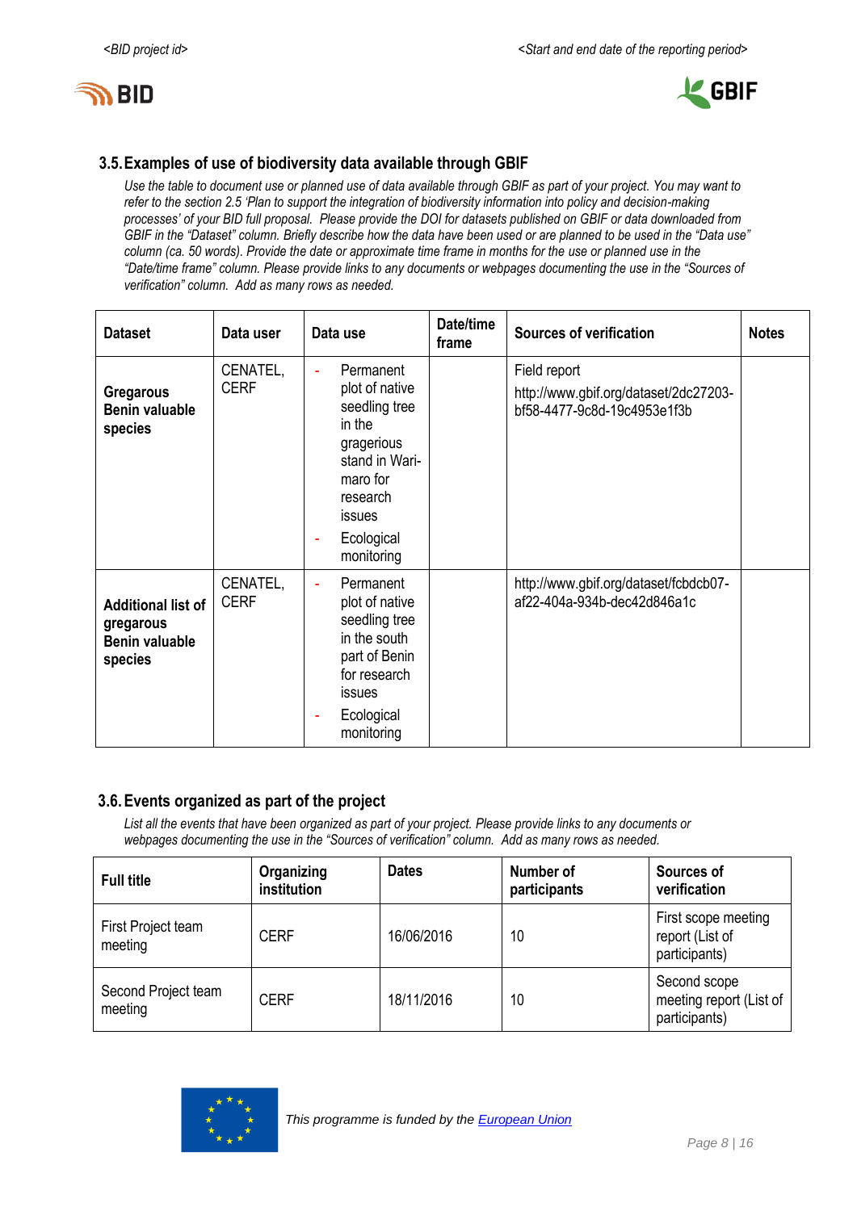### 3.5. Examples of use of biodiversity data available through GBIF

*Use the table to document use or planned use of data available through GBIF as part of your project. You may want to refer to the section 2.5 'Plan to support the integration of biodiversity information into policy and decision-making processes' of your BID full proposal. Please provide the DOI for datasets published on GBIF or data downloaded from GBIF in the "Dataset" column. Briefly describe how the data have been used or are planned to be used in the "Data use" column (ca. 50 words). Provide the date or approximate time frame in months for the use or planned use in the "Date/time frame" column. Please provide links to any documents or webpages documenting the use in the "Sources of verification" column. Add as many rows as needed.*

| Dataset | Data user | Data use | Date/time frame | Sources of verification | Notes |
|---|---|---|---|---|---|
| **Gregarous Benin valuable species** | CENATEL, CERF | - Permanent plot of native seedling tree in the gragerious stand in Wari-maro for research issues<br>- Ecological monitoring | | Field report<br>http://www.gbif.org/dataset/2dc27203-bf58-4477-9c8d-19c4953e1f3b | |
| **Additional list of gregarous Benin valuable species** | CENATEL, CERF | - Permanent plot of native seedling tree in the south part of Benin for research issues<br>- Ecological monitoring | | http://www.gbif.org/dataset/fcbdcb07-af22-404a-934b-dec42d846a1c | |

### 3.6. Events organized as part of the project

*List all the events that have been organized as part of your project. Please provide links to any documents or webpages documenting the use in the "Sources of verification" column. Add as many rows as needed.*

| Full title | Organizing institution | Dates | Number of participants | Sources of verification |
|---|---|---|---|---|
| First Project team meeting | CERF | 16/06/2016 | 10 | First scope meeting report (List of participants) |
| Second Project team meeting | CERF | 18/11/2016 | 10 | Second scope meeting report (List of participants) |

*This programme is funded by the European Union*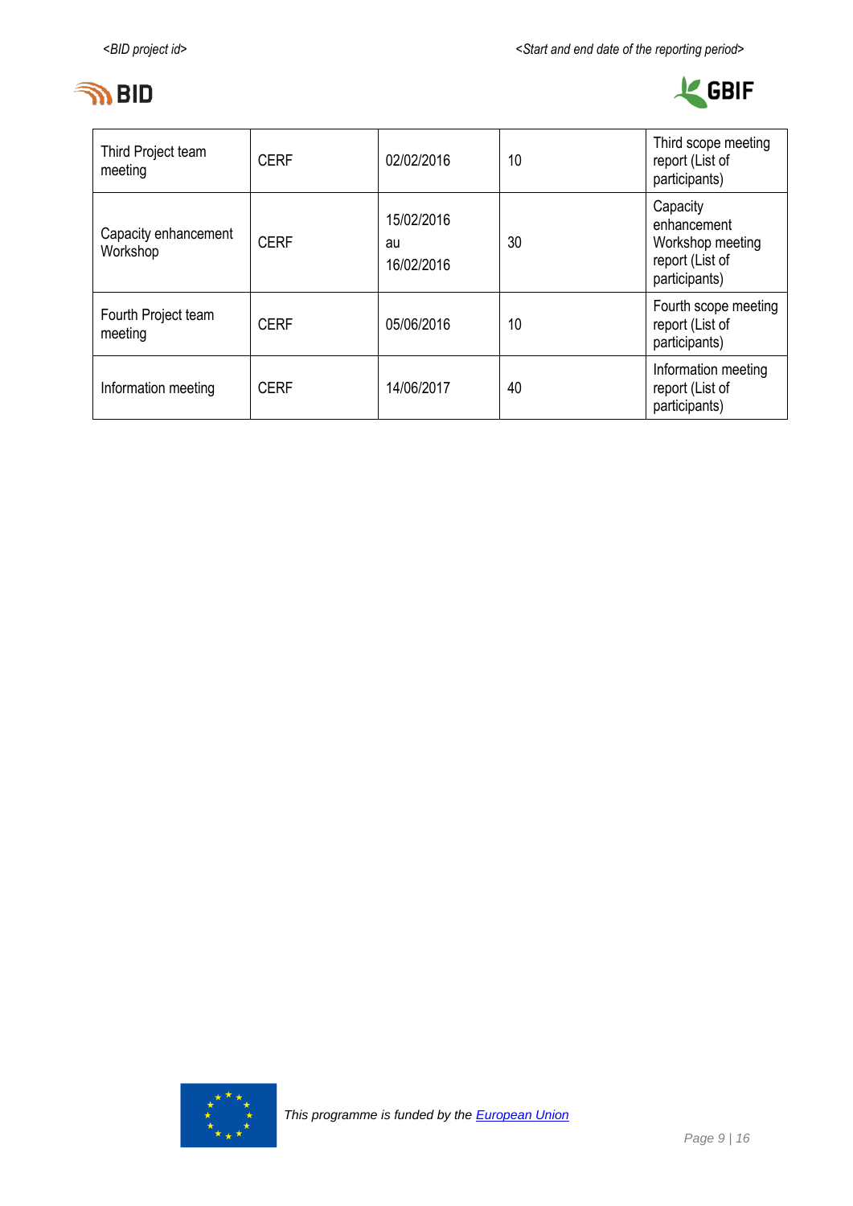| Third Project team meeting | CERF | 02/02/2016 | 10 | Third scope meeting report (List of participants) |
|---|---|---|---|---|
| Capacity enhancement Workshop | CERF | 15/02/2016 au 16/02/2016 | 30 | Capacity enhancement Workshop meeting report (List of participants) |
| Fourth Project team meeting | CERF | 05/06/2016 | 10 | Fourth scope meeting report (List of participants) |
| Information meeting | CERF | 14/06/2017 | 40 | Information meeting report (List of participants) |

*This programme is funded by the European Union*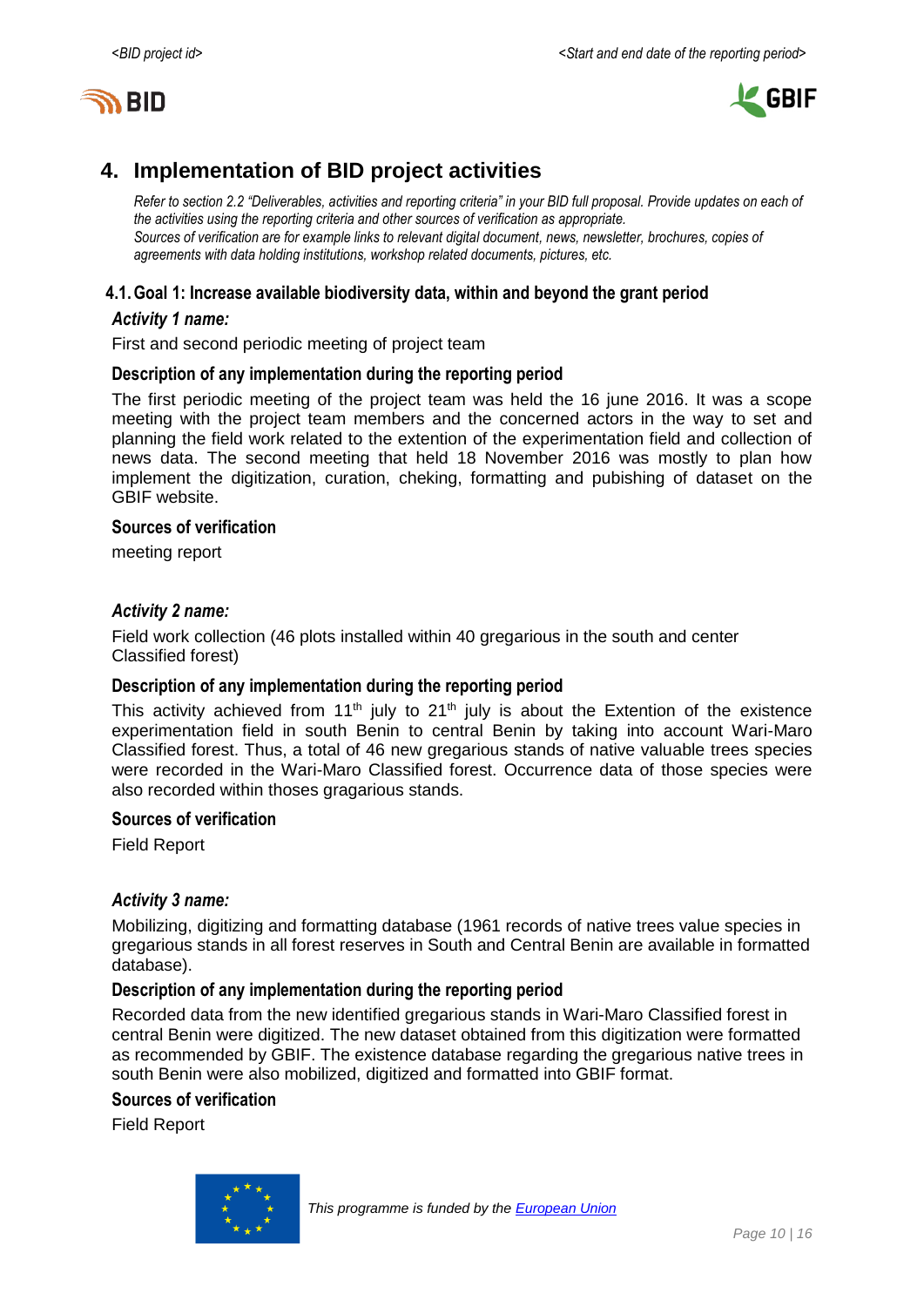# 4. Implementation of BID project activities

*Refer to section 2.2 "Deliverables, activities and reporting criteria" in your BID full proposal. Provide updates on each of the activities using the reporting criteria and other sources of verification as appropriate.*
*Sources of verification are for example links to relevant digital document, news, newsletter, brochures, copies of agreements with data holding institutions, workshop related documents, pictures, etc.*

## 4.1. Goal 1: Increase available biodiversity data, within and beyond the grant period

### *Activity 1 name:*

First and second periodic meeting of project team

### Description of any implementation during the reporting period

The first periodic meeting of the project team was held the 16 june 2016. It was a scope meeting with the project team members and the concerned actors in the way to set and planning the field work related to the extention of the experimentation field and collection of news data. The second meeting that held 18 November 2016 was mostly to plan how implement the digitization, curation, cheking, formatting and pubishing of dataset on the GBIF website.

### Sources of verification

meeting report

### *Activity 2 name:*

Field work collection (46 plots installed within 40 gregarious in the south and center Classified forest)

### Description of any implementation during the reporting period

This activity achieved from 11th july to 21th july is about the Extention of the existence experimentation field in south Benin to central Benin by taking into account Wari-Maro Classified forest. Thus, a total of 46 new gregarious stands of native valuable trees species were recorded in the Wari-Maro Classified forest. Occurrence data of those species were also recorded within thoses gragarious stands.

### Sources of verification

Field Report

### *Activity 3 name:*

Mobilizing, digitizing and formatting database (1961 records of native trees value species in gregarious stands in all forest reserves in South and Central Benin are available in formatted database).

### Description of any implementation during the reporting period

Recorded data from the new identified gregarious stands in Wari-Maro Classified forest in central Benin were digitized. The new dataset obtained from this digitization were formatted as recommended by GBIF. The existence database regarding the gregarious native trees in south Benin were also mobilized, digitized and formatted into GBIF format.

### Sources of verification

Field Report

*This programme is funded by the European Union*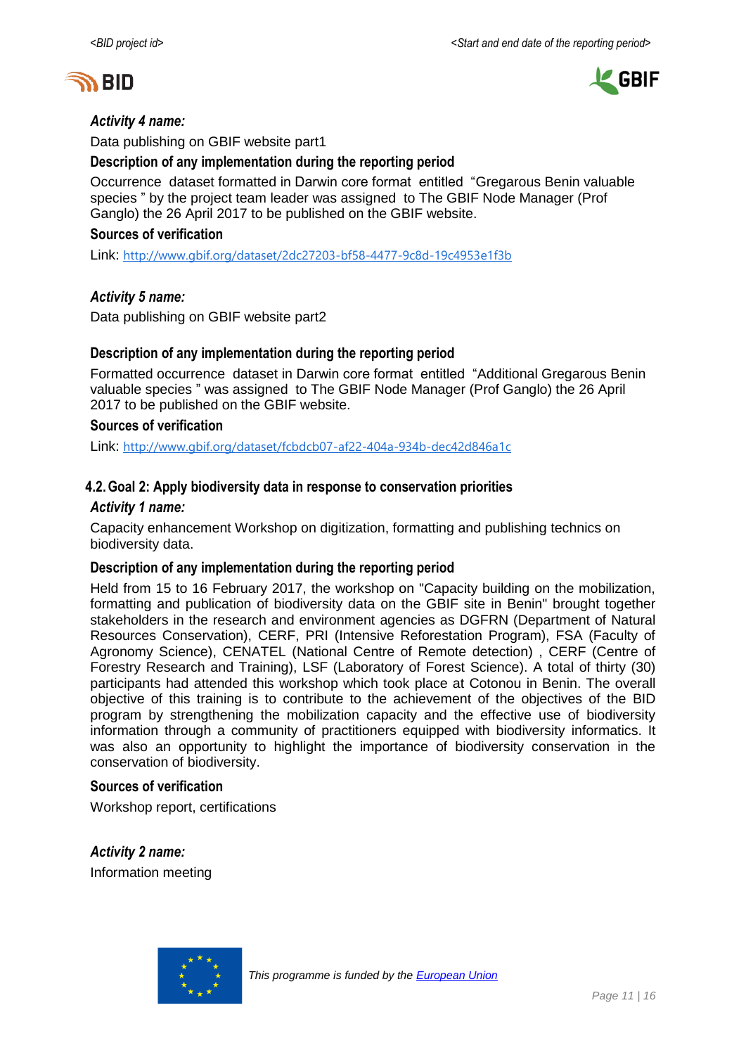***Activity 4 name:***

Data publishing on GBIF website part1

**Description of any implementation during the reporting period**

Occurrence dataset formatted in Darwin core format entitled "Gregarous Benin valuable species " by the project team leader was assigned to The GBIF Node Manager (Prof Ganglo) the 26 April 2017 to be published on the GBIF website.

**Sources of verification**

Link: [http://www.gbif.org/dataset/2dc27203-bf58-4477-9c8d-19c4953e1f3b](http://www.gbif.org/dataset/2dc27203-bf58-4477-9c8d-19c4953e1f3b)

***Activity 5 name:***

Data publishing on GBIF website part2

**Description of any implementation during the reporting period**

Formatted occurrence dataset in Darwin core format entitled "Additional Gregarous Benin valuable species " was assigned to The GBIF Node Manager (Prof Ganglo) the 26 April 2017 to be published on the GBIF website.

**Sources of verification**

Link: [http://www.gbif.org/dataset/fcbdcb07-af22-404a-934b-dec42d846a1c](http://www.gbif.org/dataset/fcbdcb07-af22-404a-934b-dec42d846a1c)

### 4.2. Goal 2: Apply biodiversity data in response to conservation priorities

***Activity 1 name:***

Capacity enhancement Workshop on digitization, formatting and publishing technics on biodiversity data.

**Description of any implementation during the reporting period**

Held from 15 to 16 February 2017, the workshop on "Capacity building on the mobilization, formatting and publication of biodiversity data on the GBIF site in Benin" brought together stakeholders in the research and environment agencies as DGFRN (Department of Natural Resources Conservation), CERF, PRI (Intensive Reforestation Program), FSA (Faculty of Agronomy Science), CENATEL (National Centre of Remote detection) , CERF (Centre of Forestry Research and Training), LSF (Laboratory of Forest Science). A total of thirty (30) participants had attended this workshop which took place at Cotonou in Benin. The overall objective of this training is to contribute to the achievement of the objectives of the BID program by strengthening the mobilization capacity and the effective use of biodiversity information through a community of practitioners equipped with biodiversity informatics. It was also an opportunity to highlight the importance of biodiversity conservation in the conservation of biodiversity.

**Sources of verification**

Workshop report, certifications

***Activity 2 name:***

Information meeting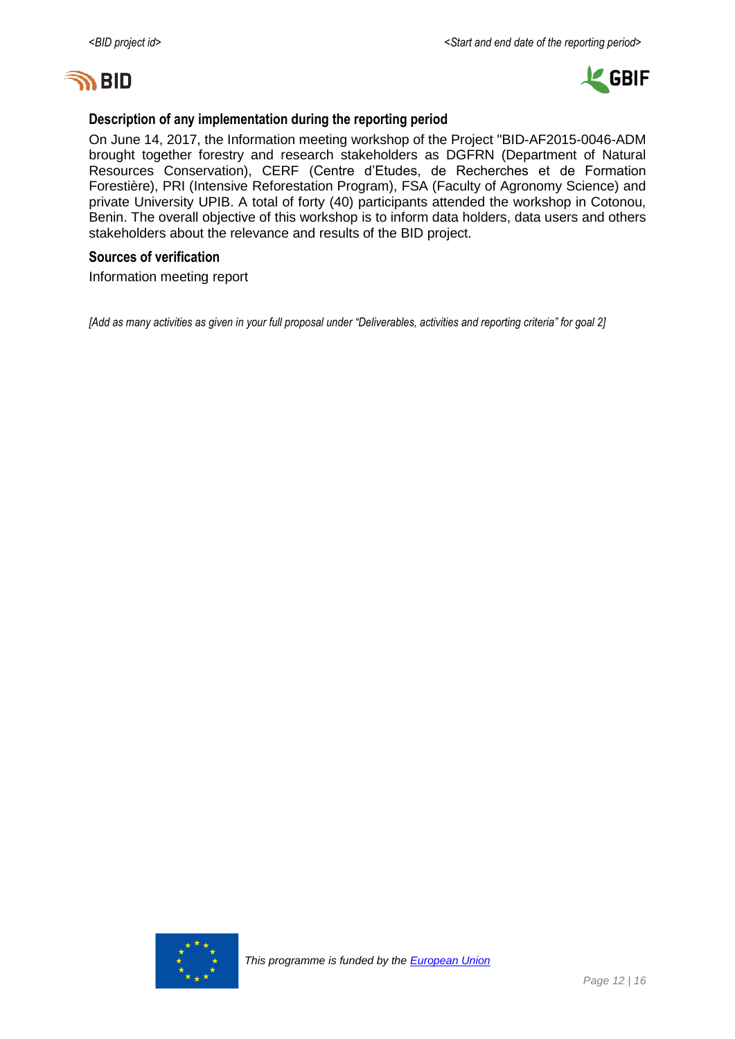### Description of any implementation during the reporting period

On June 14, 2017, the Information meeting workshop of the Project "BID-AF2015-0046-ADM brought together forestry and research stakeholders as DGFRN (Department of Natural Resources Conservation), CERF (Centre d'Etudes, de Recherches et de Formation Forestière), PRI (Intensive Reforestation Program), FSA (Faculty of Agronomy Science) and private University UPIB. A total of forty (40) participants attended the workshop in Cotonou, Benin. The overall objective of this workshop is to inform data holders, data users and others stakeholders about the relevance and results of the BID project.

### Sources of verification

Information meeting report

*[Add as many activities as given in your full proposal under "Deliverables, activities and reporting criteria" for goal 2]*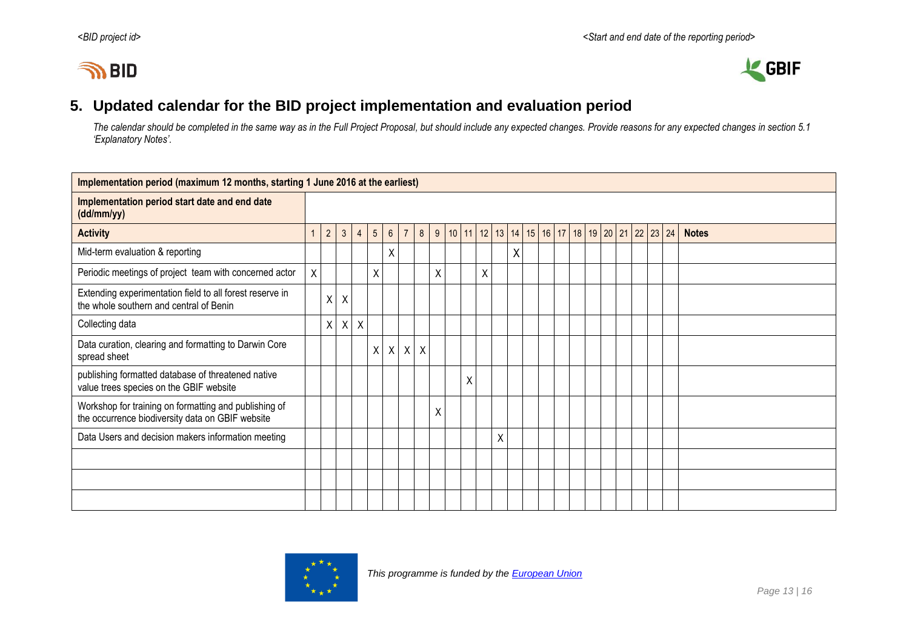## 5. Updated calendar for the BID project implementation and evaluation period

*The calendar should be completed in the same way as in the Full Project Proposal, but should include any expected changes. Provide reasons for any expected changes in section 5.1 'Explanatory Notes'.*

| Implementation period (maximum 12 months, starting 1 June 2016 at the earliest) | | | | | | | | | | | | | | | | | | | | | | | | | |
|---|---|---|---|---|---|---|---|---|---|---|---|---|---|---|---|---|---|---|---|---|---|---|---|---|---|
| **Implementation period start date and end date (dd/mm/yy)** | | | | | | | | | | | | | | | | | | | | | | | | | |
| **Activity** | 1 | 2 | 3 | 4 | 5 | 6 | 7 | 8 | 9 | 10 | 11 | 12 | 13 | 14 | 15 | 16 | 17 | 18 | 19 | 20 | 21 | 22 | 23 | 24 | **Notes** |
| Mid-term evaluation & reporting | | | | | | X | | | | | | | | X | | | | | | | | | | | |
| Periodic meetings of project team with concerned actor | X | | | | X | | | | X | | | X | | | | | | | | | | | | | |
| Extending experimentation field to all forest reserve in the whole southern and central of Benin | | X | X | | | | | | | | | | | | | | | | | | | | | | |
| Collecting data | | X | X | X | | | | | | | | | | | | | | | | | | | | | |
| Data curation, clearing and formatting to Darwin Core spread sheet | | | | | X | X | X | X | | | | | | | | | | | | | | | | | |
| publishing formatted database of threatened native value trees species on the GBIF website | | | | | | | | | | | X | | | | | | | | | | | | | | |
| Workshop for training on formatting and publishing of the occurrence biodiversity data on GBIF website | | | | | | | | | X | | | | | | | | | | | | | | | | |
| Data Users and decision makers information meeting | | | | | | | | | | | | | X | | | | | | | | | | | | |
| | | | | | | | | | | | | | | | | | | | | | | | | | |
| | | | | | | | | | | | | | | | | | | | | | | | | | |
| | | | | | | | | | | | | | | | | | | | | | | | | | |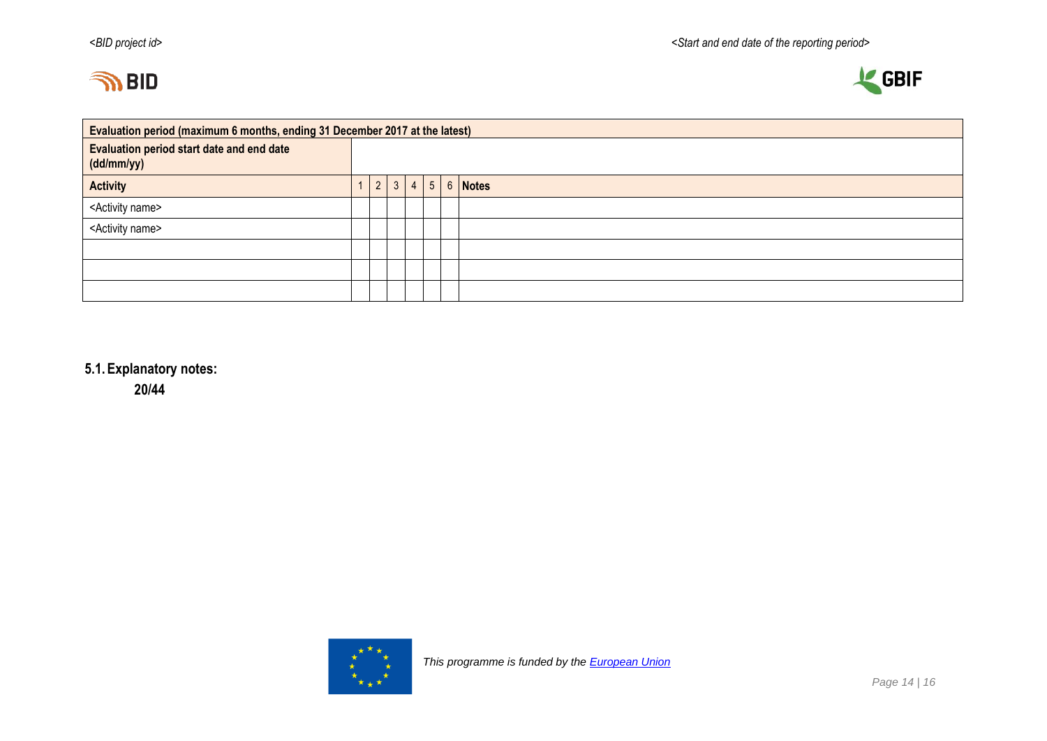| Evaluation period (maximum 6 months, ending 31 December 2017 at the latest) | | | | | | | |
|---|---|---|---|---|---|---|---|
| **Evaluation period start date and end date (dd/mm/yy)** | | | | | | | |
| **Activity** | 1 | 2 | 3 | 4 | 5 | 6 | **Notes** |
| <Activity name> | | | | | | | |
| <Activity name> | | | | | | | |
| | | | | | | | |
| | | | | | | | |
| | | | | | | | |

## 5.1. Explanatory notes:

**20/44**

*This programme is funded by the [European Union](#)*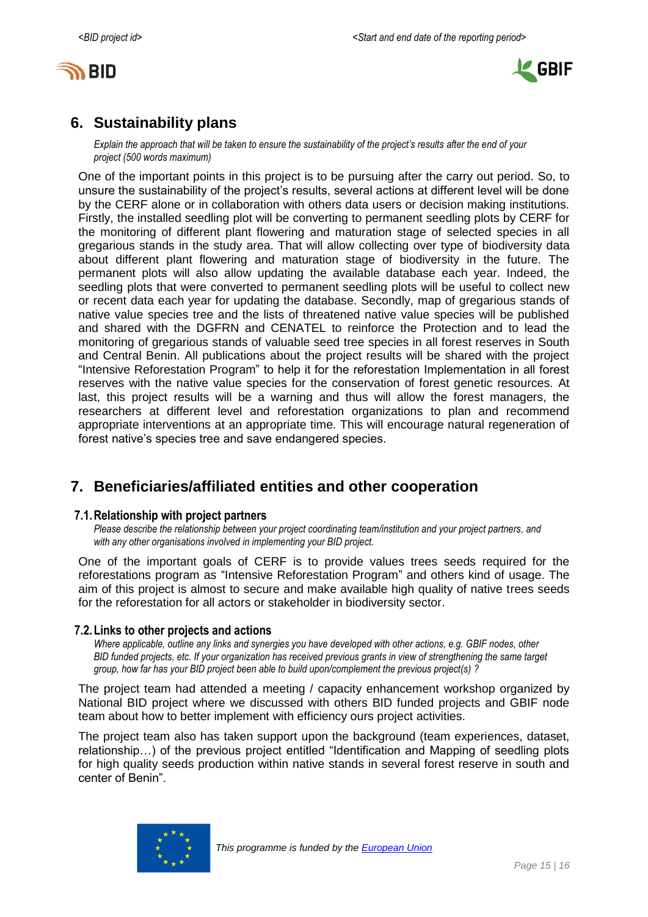## 6. Sustainability plans

*Explain the approach that will be taken to ensure the sustainability of the project's results after the end of your project (500 words maximum)*

One of the important points in this project is to be pursuing after the carry out period. So, to unsure the sustainability of the project's results, several actions at different level will be done by the CERF alone or in collaboration with others data users or decision making institutions. Firstly, the installed seedling plot will be converting to permanent seedling plots by CERF for the monitoring of different plant flowering and maturation stage of selected species in all gregarious stands in the study area. That will allow collecting over type of biodiversity data about different plant flowering and maturation stage of biodiversity in the future. The permanent plots will also allow updating the available database each year. Indeed, the seedling plots that were converted to permanent seedling plots will be useful to collect new or recent data each year for updating the database. Secondly, map of gregarious stands of native value species tree and the lists of threatened native value species will be published and shared with the DGFRN and CENATEL to reinforce the Protection and to lead the monitoring of gregarious stands of valuable seed tree species in all forest reserves in South and Central Benin. All publications about the project results will be shared with the project "Intensive Reforestation Program" to help it for the reforestation Implementation in all forest reserves with the native value species for the conservation of forest genetic resources. At last, this project results will be a warning and thus will allow the forest managers, the researchers at different level and reforestation organizations to plan and recommend appropriate interventions at an appropriate time. This will encourage natural regeneration of forest native's species tree and save endangered species.

## 7. Beneficiaries/affiliated entities and other cooperation

### 7.1. Relationship with project partners

*Please describe the relationship between your project coordinating team/institution and your project partners, and with any other organisations involved in implementing your BID project.*

One of the important goals of CERF is to provide values trees seeds required for the reforestations program as "Intensive Reforestation Program" and others kind of usage. The aim of this project is almost to secure and make available high quality of native trees seeds for the reforestation for all actors or stakeholder in biodiversity sector.

### 7.2. Links to other projects and actions

*Where applicable, outline any links and synergies you have developed with other actions, e.g. GBIF nodes, other BID funded projects, etc. If your organization has received previous grants in view of strengthening the same target group, how far has your BID project been able to build upon/complement the previous project(s) ?*

The project team had attended a meeting / capacity enhancement workshop organized by National BID project where we discussed with others BID funded projects and GBIF node team about how to better implement with efficiency ours project activities.

The project team also has taken support upon the background (team experiences, dataset, relationship…) of the previous project entitled "Identification and Mapping of seedling plots for high quality seeds production within native stands in several forest reserve in south and center of Benin".

*This programme is funded by the European Union*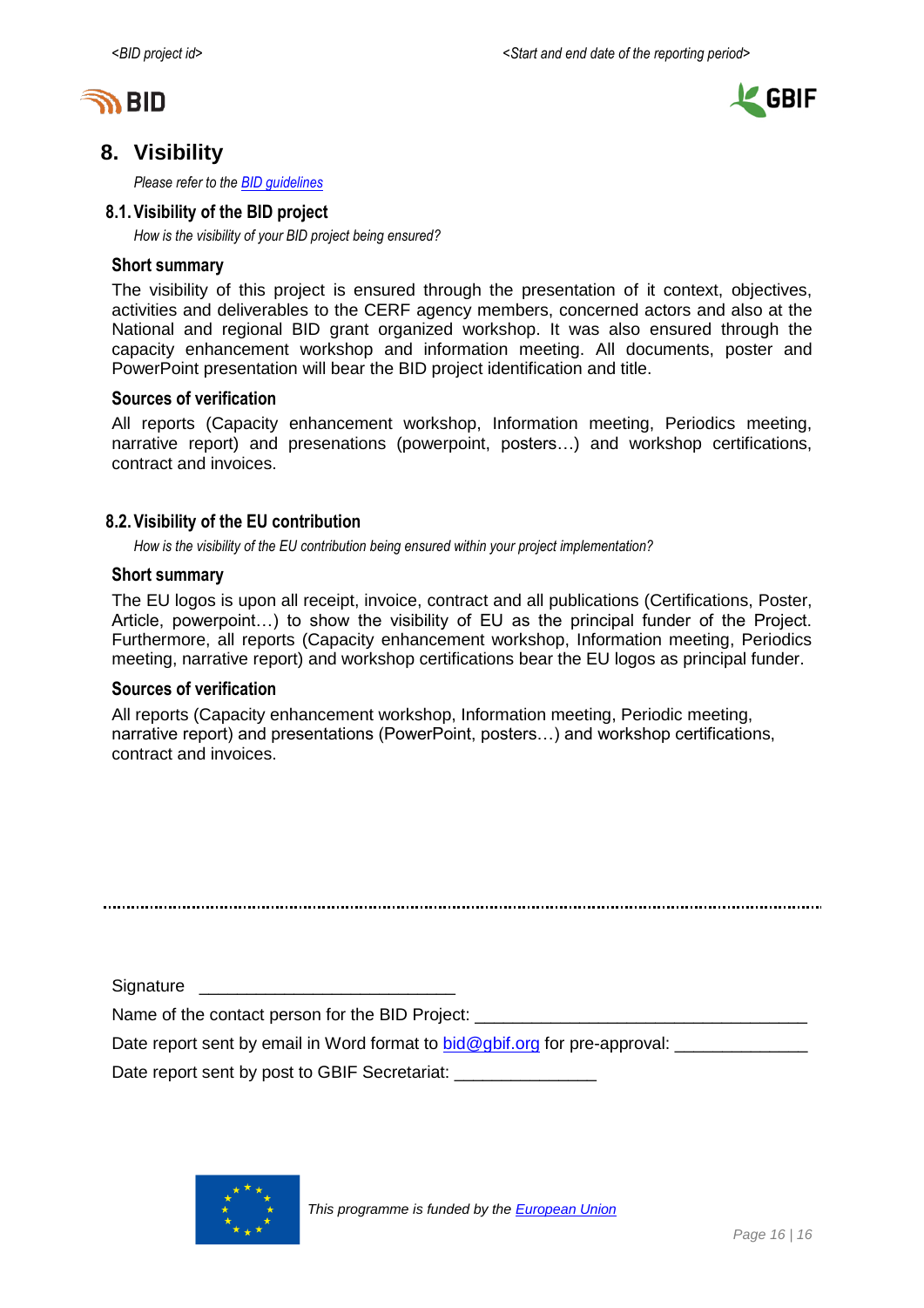## 8. Visibility

*Please refer to the [BID guidelines]*

### 8.1. Visibility of the BID project

*How is the visibility of your BID project being ensured?*

**Short summary**

The visibility of this project is ensured through the presentation of it context, objectives, activities and deliverables to the CERF agency members, concerned actors and also at the National and regional BID grant organized workshop. It was also ensured through the capacity enhancement workshop and information meeting. All documents, poster and PowerPoint presentation will bear the BID project identification and title.

**Sources of verification**

All reports (Capacity enhancement workshop, Information meeting, Periodics meeting, narrative report) and presenations (powerpoint, posters…) and workshop certifications, contract and invoices.

### 8.2. Visibility of the EU contribution

*How is the visibility of the EU contribution being ensured within your project implementation?*

**Short summary**

The EU logos is upon all receipt, invoice, contract and all publications (Certifications, Poster, Article, powerpoint…) to show the visibility of EU as the principal funder of the Project. Furthermore, all reports (Capacity enhancement workshop, Information meeting, Periodics meeting, narrative report) and workshop certifications bear the EU logos as principal funder.

**Sources of verification**

All reports (Capacity enhancement workshop, Information meeting, Periodic meeting, narrative report) and presentations (PowerPoint, posters…) and workshop certifications, contract and invoices.

---

Signature ___________________________

Name of the contact person for the BID Project: ___________________________________

Date report sent by email in Word format to bid@gbif.org for pre-approval: ______________

Date report sent by post to GBIF Secretariat: _______________

*This programme is funded by the European Union*